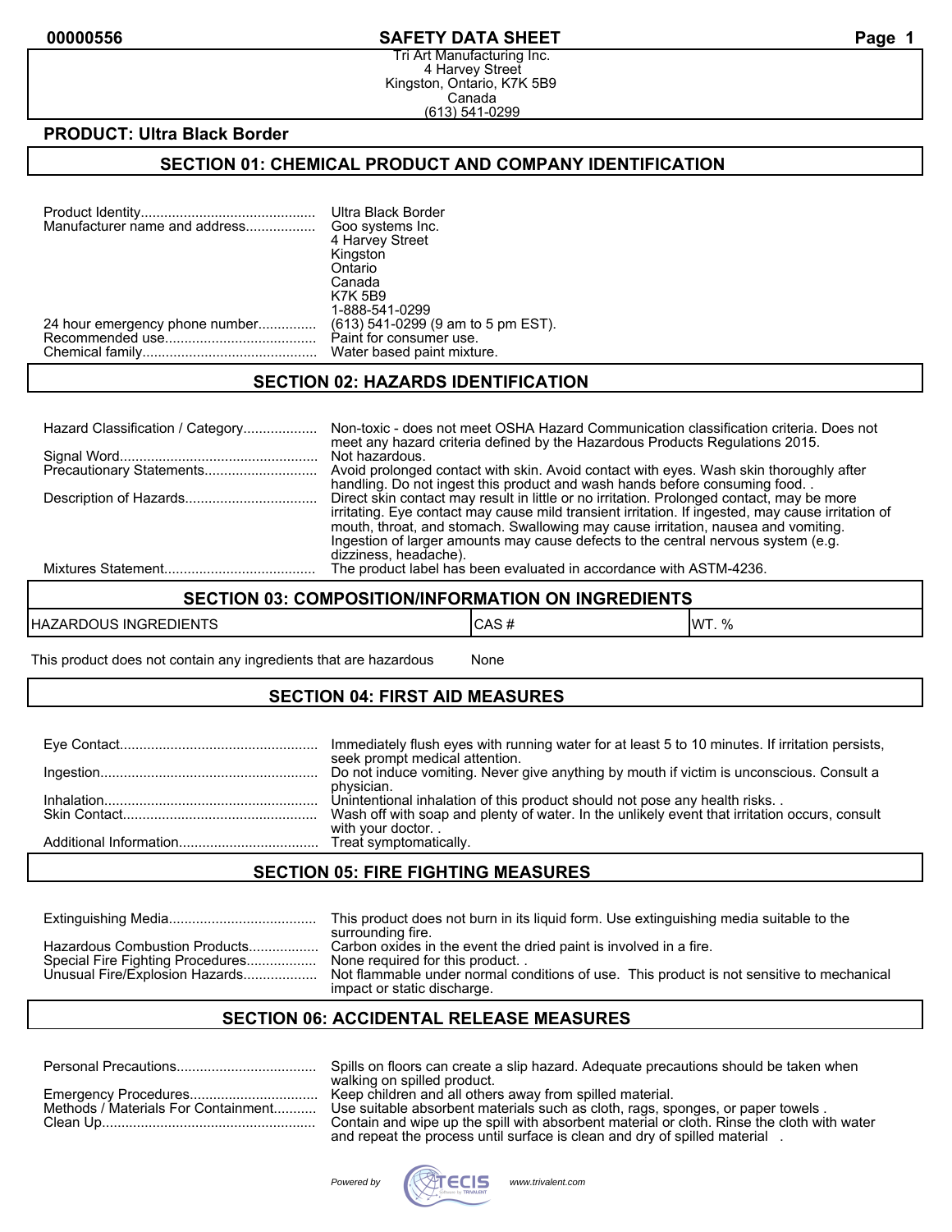**SAFETY DATA SHEET**

Tri Art Manufacturing Inc.
4 Harvey Street
Kingston, Ontario, K7K 5B9
Canada
(613) 541-0299

**PRODUCT: Ultra Black Border**

## SECTION 01: CHEMICAL PRODUCT AND COMPANY IDENTIFICATION

| | |
|---|---|
| Product Identity | Ultra Black Border |
| Manufacturer name and address | Goo systems Inc.<br>4 Harvey Street<br>Kingston<br>Ontario<br>Canada<br>K7K 5B9<br>1-888-541-0299 |
| 24 hour emergency phone number | (613) 541-0299 (9 am to 5 pm EST). |
| Recommended use | Paint for consumer use. |
| Chemical family | Water based paint mixture. |

## SECTION 02: HAZARDS IDENTIFICATION

| | |
|---|---|
| Hazard Classification / Category | Non-toxic - does not meet OSHA Hazard Communication classification criteria. Does not meet any hazard criteria defined by the Hazardous Products Regulations 2015. |
| Signal Word | Not hazardous. |
| Precautionary Statements | Avoid prolonged contact with skin. Avoid contact with eyes. Wash skin thoroughly after handling. Do not ingest this product and wash hands before consuming food. . |
| Description of Hazards | Direct skin contact may result in little or no irritation. Prolonged contact, may be more irritating. Eye contact may cause mild transient irritation. If ingested, may cause irritation of mouth, throat, and stomach. Swallowing may cause irritation, nausea and vomiting. Ingestion of larger amounts may cause defects to the central nervous system (e.g. dizziness, headache). |
| Mixtures Statement | The product label has been evaluated in accordance with ASTM-4236. |

## SECTION 03: COMPOSITION/INFORMATION ON INGREDIENTS

| HAZARDOUS INGREDIENTS | CAS # | WT. % |
|---|---|---|
| This product does not contain any ingredients that are hazardous | None | |

## SECTION 04: FIRST AID MEASURES

| | |
|---|---|
| Eye Contact | Immediately flush eyes with running water for at least 5 to 10 minutes. If irritation persists, seek prompt medical attention. |
| Ingestion | Do not induce vomiting. Never give anything by mouth if victim is unconscious. Consult a physician. |
| Inhalation | Unintentional inhalation of this product should not pose any health risks. . |
| Skin Contact | Wash off with soap and plenty of water. In the unlikely event that irritation occurs, consult with your doctor. . |
| Additional Information | Treat symptomatically. |

## SECTION 05: FIRE FIGHTING MEASURES

| | |
|---|---|
| Extinguishing Media | This product does not burn in its liquid form. Use extinguishing media suitable to the surrounding fire. |
| Hazardous Combustion Products | Carbon oxides in the event the dried paint is involved in a fire. |
| Special Fire Fighting Procedures | None required for this product. . |
| Unusual Fire/Explosion Hazards | Not flammable under normal conditions of use. This product is not sensitive to mechanical impact or static discharge. |

## SECTION 06: ACCIDENTAL RELEASE MEASURES

| | |
|---|---|
| Personal Precautions | Spills on floors can create a slip hazard. Adequate precautions should be taken when walking on spilled product. |
| Emergency Procedures | Keep children and all others away from spilled material. |
| Methods / Materials For Containment | Use suitable absorbent materials such as cloth, rags, sponges, or paper towels . |
| Clean Up | Contain and wipe up the spill with absorbent material or cloth. Rinse the cloth with water and repeat the process until surface is clean and dry of spilled material . |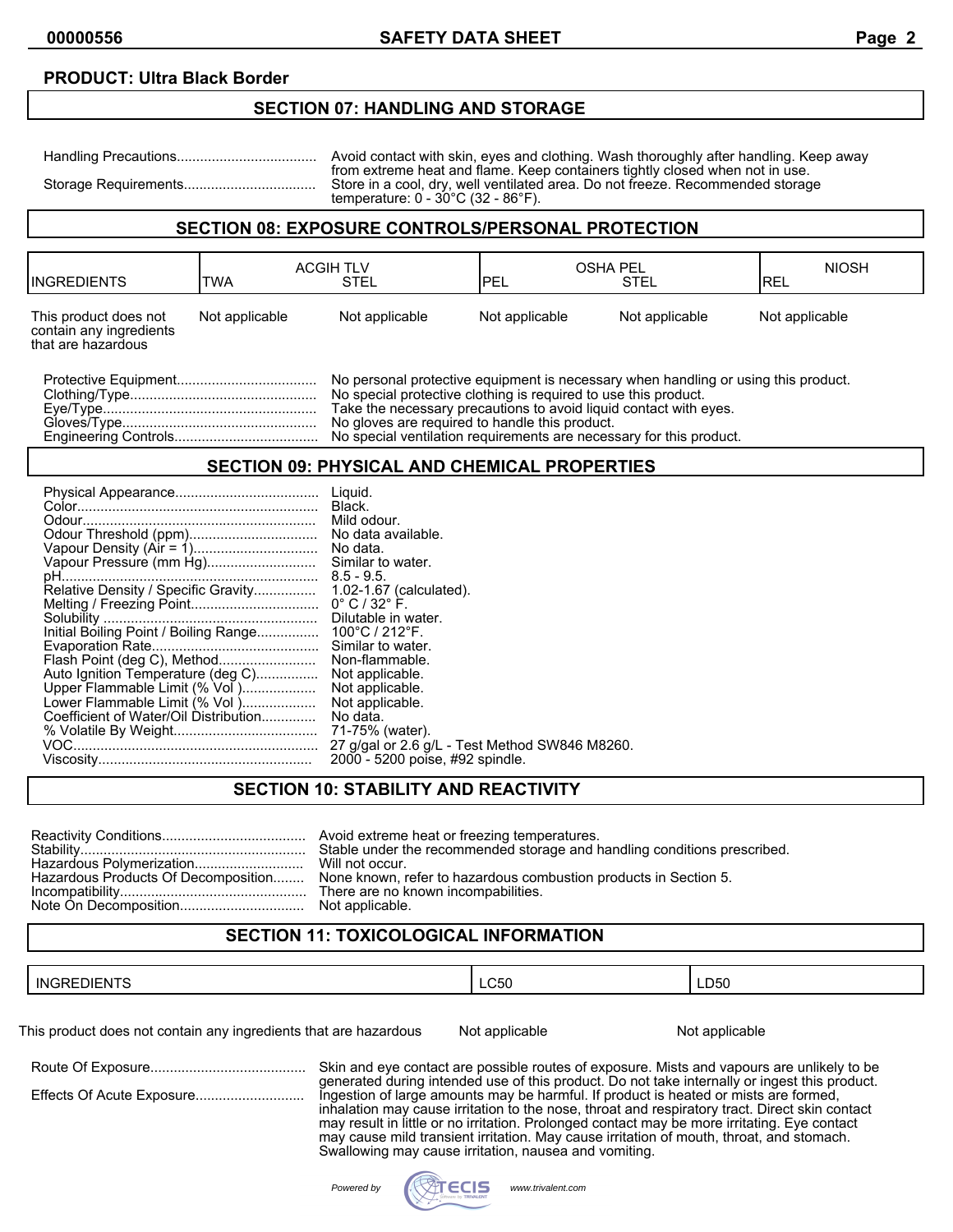**PRODUCT: Ultra Black Border**

## SECTION 07: HANDLING AND STORAGE

Handling Precautions.................................... Avoid contact with skin, eyes and clothing. Wash thoroughly after handling. Keep away from extreme heat and flame. Keep containers tightly closed when not in use.

Storage Requirements.................................. Store in a cool, dry, well ventilated area. Do not freeze. Recommended storage temperature: 0 - 30°C (32 - 86°F).

## SECTION 08: EXPOSURE CONTROLS/PERSONAL PROTECTION

| INGREDIENTS | ACGIH TLV | | OSHA PEL | | NIOSH |
|---|---|---|---|---|---|
| | TWA | STEL | PEL | STEL | REL |
| This product does not contain any ingredients that are hazardous | Not applicable | Not applicable | Not applicable | Not applicable | Not applicable |

Protective Equipment.................................... No personal protective equipment is necessary when handling or using this product.

Clothing/Type................................................ No special protective clothing is required to use this product.

Eye/Type....................................................... Take the necessary precautions to avoid liquid contact with eyes.

Gloves/Type.................................................. No gloves are required to handle this product.

Engineering Controls..................................... No special ventilation requirements are necessary for this product.

## SECTION 09: PHYSICAL AND CHEMICAL PROPERTIES

Physical Appearance..................................... Liquid.

Color.............................................................. Black.

Odour............................................................ Mild odour.

Odour Threshold (ppm)................................. No data available.

Vapour Density (Air = 1)................................ No data.

Vapour Pressure (mm Hg)............................ Similar to water.

pH.................................................................. 8.5 - 9.5.

Relative Density / Specific Gravity................ 1.02-1.67 (calculated).

Melting / Freezing Point................................. 0° C / 32° F.

Solubility ....................................................... Dilutable in water.

Initial Boiling Point / Boiling Range................ 100°C / 212°F.

Evaporation Rate........................................... Similar to water.

Flash Point (deg C), Method.......................... Non-flammable.

Auto Ignition Temperature (deg C)................ Not applicable.

Upper Flammable Limit (% Vol )................... Not applicable.

Lower Flammable Limit (% Vol )................... Not applicable.

Coefficient of Water/Oil Distribution.............. No data.

% Volatile By Weight..................................... 71-75% (water).

VOC.............................................................. 27 g/gal or 2.6 g/L - Test Method SW846 M8260.

Viscosity....................................................... 2000 - 5200 poise, #92 spindle.

## SECTION 10: STABILITY AND REACTIVITY

Reactivity Conditions..................................... Avoid extreme heat or freezing temperatures.

Stability.......................................................... Stable under the recommended storage and handling conditions prescribed.

Hazardous Polymerization............................ Will not occur.

Hazardous Products Of Decomposition........ None known, refer to hazardous combustion products in Section 5.

Incompatibility................................................ There are no known incompabilities.

Note On Decomposition................................ Not applicable.

## SECTION 11: TOXICOLOGICAL INFORMATION

| INGREDIENTS | LC50 | LD50 |
|---|---|---|
| This product does not contain any ingredients that are hazardous | Not applicable | Not applicable |

Route Of Exposure........................................ Skin and eye contact are possible routes of exposure. Mists and vapours are unlikely to be generated during intended use of this product. Do not take internally or ingest this product.

Effects Of Acute Exposure............................ Ingestion of large amounts may be harmful. If product is heated or mists are formed, inhalation may cause irritation to the nose, throat and respiratory tract. Direct skin contact may result in little or no irritation. Prolonged contact may be more irritating. Eye contact may cause mild transient irritation. May cause irritation of mouth, throat, and stomach. Swallowing may cause irritation, nausea and vomiting.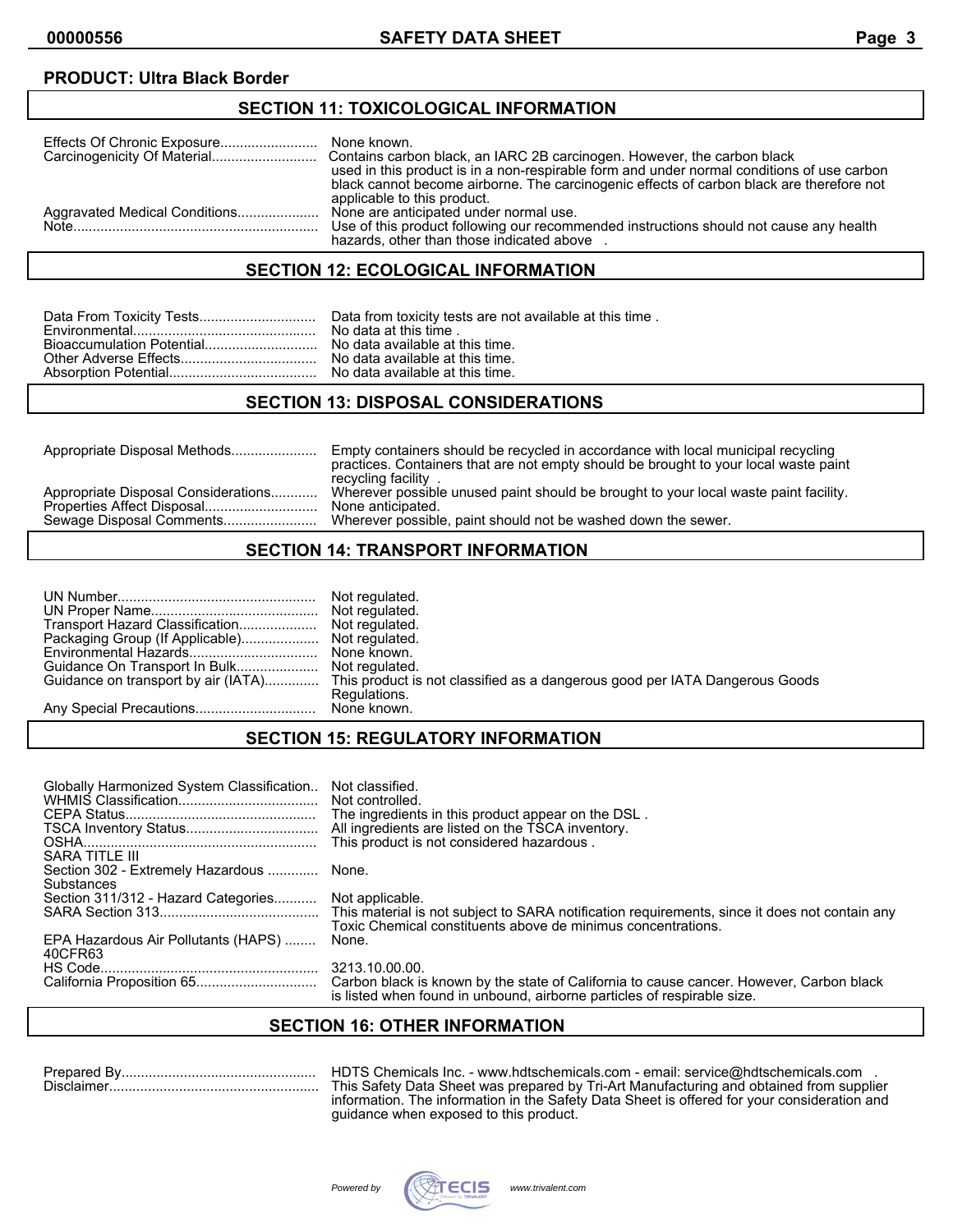**PRODUCT: Ultra Black Border**

## SECTION 11: TOXICOLOGICAL INFORMATION

| | |
|---|---|
| Effects Of Chronic Exposure | None known. |
| Carcinogenicity Of Material | Contains carbon black, an IARC 2B carcinogen. However, the carbon black used in this product is in a non-respirable form and under normal conditions of use carbon black cannot become airborne. The carcinogenic effects of carbon black are therefore not applicable to this product. |
| Aggravated Medical Conditions | None are anticipated under normal use. |
| Note | Use of this product following our recommended instructions should not cause any health hazards, other than those indicated above . |

## SECTION 12: ECOLOGICAL INFORMATION

| | |
|---|---|
| Data From Toxicity Tests | Data from toxicity tests are not available at this time . |
| Environmental | No data at this time . |
| Bioaccumulation Potential | No data available at this time. |
| Other Adverse Effects | No data available at this time. |
| Absorption Potential | No data available at this time. |

## SECTION 13: DISPOSAL CONSIDERATIONS

| | |
|---|---|
| Appropriate Disposal Methods | Empty containers should be recycled in accordance with local municipal recycling practices. Containers that are not empty should be brought to your local waste paint recycling facility . |
| Appropriate Disposal Considerations | Wherever possible unused paint should be brought to your local waste paint facility. |
| Properties Affect Disposal | None anticipated. |
| Sewage Disposal Comments | Wherever possible, paint should not be washed down the sewer. |

## SECTION 14: TRANSPORT INFORMATION

| | |
|---|---|
| UN Number | Not regulated. |
| UN Proper Name | Not regulated. |
| Transport Hazard Classification | Not regulated. |
| Packaging Group (If Applicable) | Not regulated. |
| Environmental Hazards | None known. |
| Guidance On Transport In Bulk | Not regulated. |
| Guidance on transport by air (IATA) | This product is not classified as a dangerous good per IATA Dangerous Goods Regulations. |
| Any Special Precautions | None known. |

## SECTION 15: REGULATORY INFORMATION

| | |
|---|---|
| Globally Harmonized System Classification | Not classified. |
| WHMIS Classification | Not controlled. |
| CEPA Status | The ingredients in this product appear on the DSL . |
| TSCA Inventory Status | All ingredients are listed on the TSCA inventory. |
| OSHA | This product is not considered hazardous . |
| SARA TITLE III | |
| Section 302 - Extremely Hazardous Substances | None. |
| Section 311/312 - Hazard Categories | Not applicable. |
| SARA Section 313 | This material is not subject to SARA notification requirements, since it does not contain any Toxic Chemical constituents above de minimus concentrations. |
| EPA Hazardous Air Pollutants (HAPS) 40CFR63 | None. |
| HS Code | 3213.10.00.00. |
| California Proposition 65 | Carbon black is known by the state of California to cause cancer. However, Carbon black is listed when found in unbound, airborne particles of respirable size. |

## SECTION 16: OTHER INFORMATION

| | |
|---|---|
| Prepared By | HDTS Chemicals Inc. - www.hdtschemicals.com - email: service@hdtschemicals.com . |
| Disclaimer | This Safety Data Sheet was prepared by Tri-Art Manufacturing and obtained from supplier information. The information in the Safety Data Sheet is offered for your consideration and guidance when exposed to this product. |

*Powered by* TECIS www.trivalent.com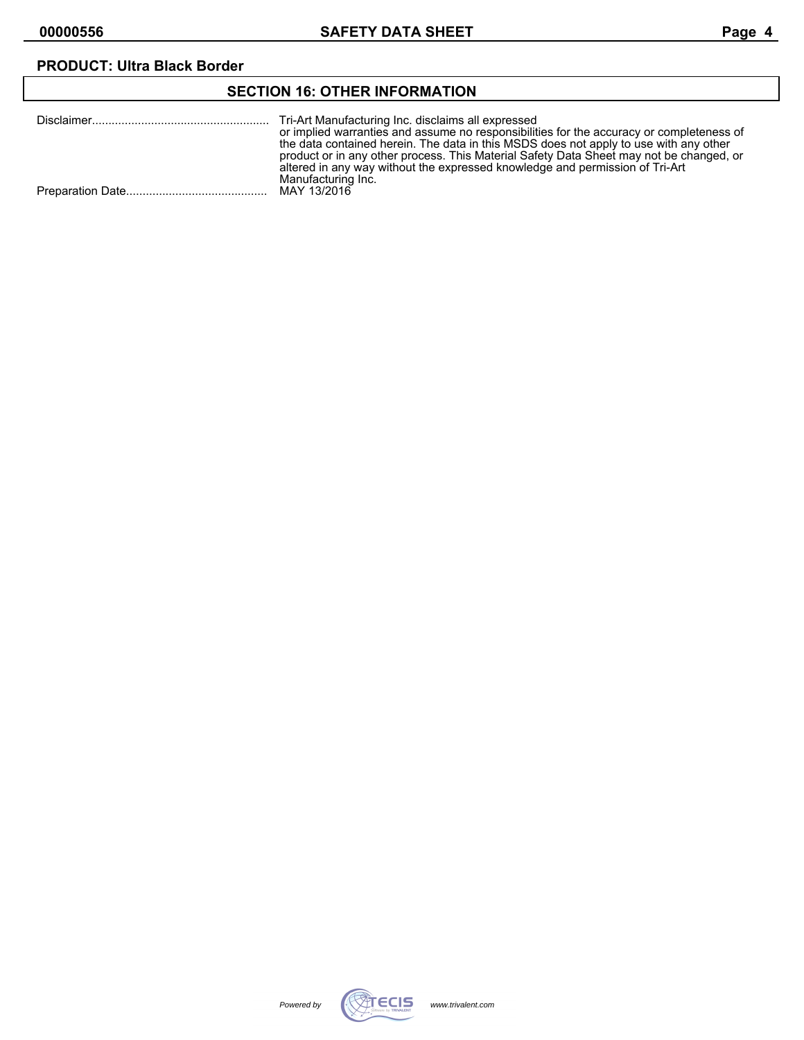**PRODUCT: Ultra Black Border**

## SECTION 16: OTHER INFORMATION

| | |
|---|---|
| Disclaimer | Tri-Art Manufacturing Inc. disclaims all expressed or implied warranties and assume no responsibilities for the accuracy or completeness of the data contained herein. The data in this MSDS does not apply to use with any other product or in any other process. This Material Safety Data Sheet may not be changed, or altered in any way without the expressed knowledge and permission of Tri-Art Manufacturing Inc. |
| Preparation Date | MAY 13/2016 |